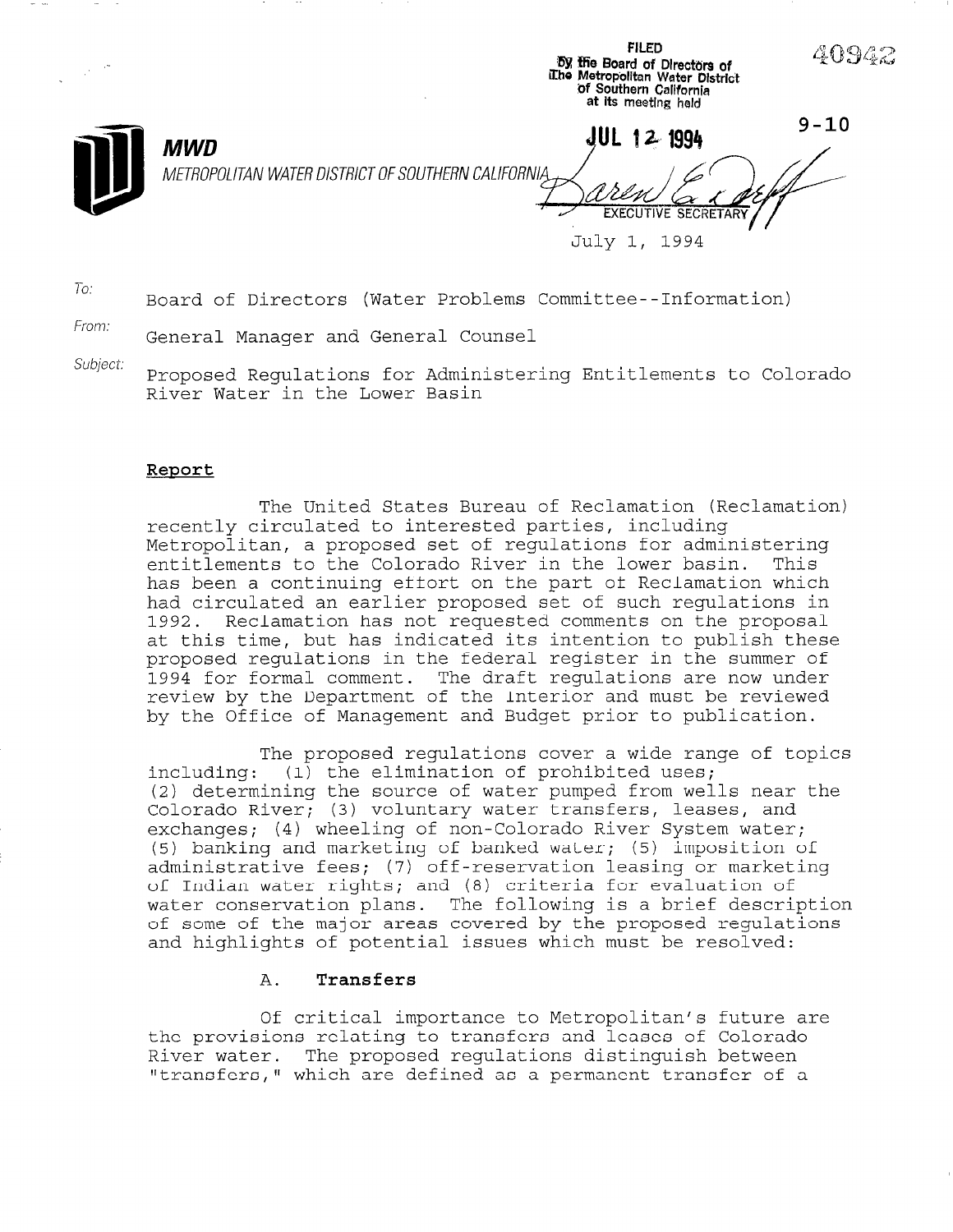FILED
by the Board of Directors of
The Metropolitan Water District
of Southern California
at its meeting held

JUL 12 1994

EXECUTIVE SECRETARY

40942

9-10

**MWD**
METROPOLITAN WATER DISTRICT OF SOUTHERN CALIFORNIA

July 1, 1994

To: Board of Directors (Water Problems Committee--Information)

From: General Manager and General Counsel

Subject: Proposed Regulations for Administering Entitlements to Colorado River Water in the Lower Basin

## Report

The United States Bureau of Reclamation (Reclamation) recently circulated to interested parties, including Metropolitan, a proposed set of regulations for administering entitlements to the Colorado River in the lower basin. This has been a continuing effort on the part of Reclamation which had circulated an earlier proposed set of such regulations in 1992. Reclamation has not requested comments on the proposal at this time, but has indicated its intention to publish these proposed regulations in the federal register in the summer of 1994 for formal comment. The draft regulations are now under review by the Department of the Interior and must be reviewed by the Office of Management and Budget prior to publication.

The proposed regulations cover a wide range of topics including: (1) the elimination of prohibited uses; (2) determining the source of water pumped from wells near the Colorado River; (3) voluntary water transfers, leases, and exchanges; (4) wheeling of non-Colorado River System water; (5) banking and marketing of banked water; (5) imposition of administrative fees; (7) off-reservation leasing or marketing of Indian water rights; and (8) criteria for evaluation of water conservation plans. The following is a brief description of some of the major areas covered by the proposed regulations and highlights of potential issues which must be resolved:

### A. Transfers

Of critical importance to Metropolitan's future are the provisions relating to transfers and leases of Colorado River water. The proposed regulations distinguish between "transfers," which are defined as a permanent transfer of a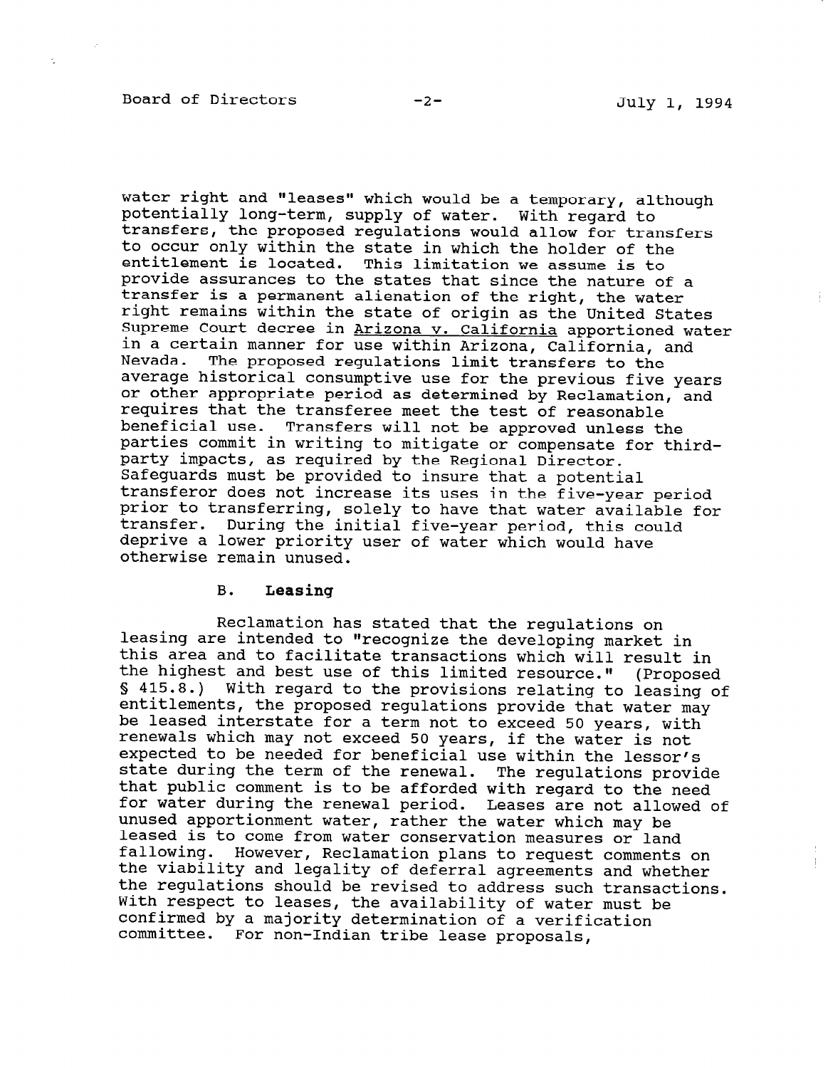water right and "leases" which would be a temporary, although potentially long-term, supply of water. With regard to transfers, the proposed regulations would allow for transfers to occur only within the state in which the holder of the entitlement is located. This limitation we assume is to provide assurances to the states that since the nature of a transfer is a permanent alienation of the right, the water right remains within the state of origin as the United States Supreme Court decree in Arizona v. California apportioned water in a certain manner for use within Arizona, California, and Nevada. The proposed regulations limit transfers to the average historical consumptive use for the previous five years or other appropriate period as determined by Reclamation, and requires that the transferee meet the test of reasonable beneficial use. Transfers will not be approved unless the parties commit in writing to mitigate or compensate for third-party impacts, as required by the Regional Director. Safeguards must be provided to insure that a potential transferor does not increase its uses in the five-year period prior to transferring, solely to have that water available for transfer. During the initial five-year period, this could deprive a lower priority user of water which would have otherwise remain unused.

### B. **Leasing**

Reclamation has stated that the regulations on leasing are intended to "recognize the developing market in this area and to facilitate transactions which will result in the highest and best use of this limited resource." (Proposed § 415.8.) With regard to the provisions relating to leasing of entitlements, the proposed regulations provide that water may be leased interstate for a term not to exceed 50 years, with renewals which may not exceed 50 years, if the water is not expected to be needed for beneficial use within the lessor's state during the term of the renewal. The regulations provide that public comment is to be afforded with regard to the need for water during the renewal period. Leases are not allowed of unused apportionment water, rather the water which may be leased is to come from water conservation measures or land fallowing. However, Reclamation plans to request comments on the viability and legality of deferral agreements and whether the regulations should be revised to address such transactions. With respect to leases, the availability of water must be confirmed by a majority determination of a verification committee. For non-Indian tribe lease proposals,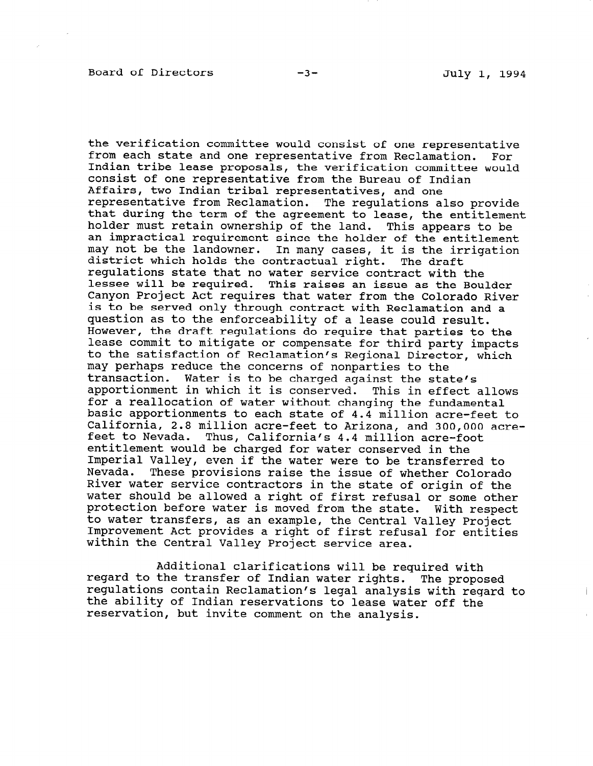the verification committee would consist of one representative from each state and one representative from Reclamation. For Indian tribe lease proposals, the verification committee would consist of one representative from the Bureau of Indian Affairs, two Indian tribal representatives, and one representative from Reclamation. The regulations also provide that during the term of the agreement to lease, the entitlement holder must retain ownership of the land. This appears to be an impractical requirement since the holder of the entitlement may not be the landowner. In many cases, it is the irrigation district which holds the contractual right. The draft regulations state that no water service contract with the lessee will be required. This raises an issue as the Boulder Canyon Project Act requires that water from the Colorado River is to be served only through contract with Reclamation and a question as to the enforceability of a lease could result. However, the draft regulations do require that parties to the lease commit to mitigate or compensate for third party impacts to the satisfaction of Reclamation's Regional Director, which may perhaps reduce the concerns of nonparties to the transaction. Water is to be charged against the state's apportionment in which it is conserved. This in effect allows for a reallocation of water without changing the fundamental basic apportionments to each state of 4.4 million acre-feet to California, 2.8 million acre-feet to Arizona, and 300,000 acre-feet to Nevada. Thus, California's 4.4 million acre-foot entitlement would be charged for water conserved in the Imperial Valley, even if the water were to be transferred to Nevada. These provisions raise the issue of whether Colorado River water service contractors in the state of origin of the water should be allowed a right of first refusal or some other protection before water is moved from the state. With respect to water transfers, as an example, the Central Valley Project Improvement Act provides a right of first refusal for entities within the Central Valley Project service area.

Additional clarifications will be required with regard to the transfer of Indian water rights. The proposed regulations contain Reclamation's legal analysis with regard to the ability of Indian reservations to lease water off the reservation, but invite comment on the analysis.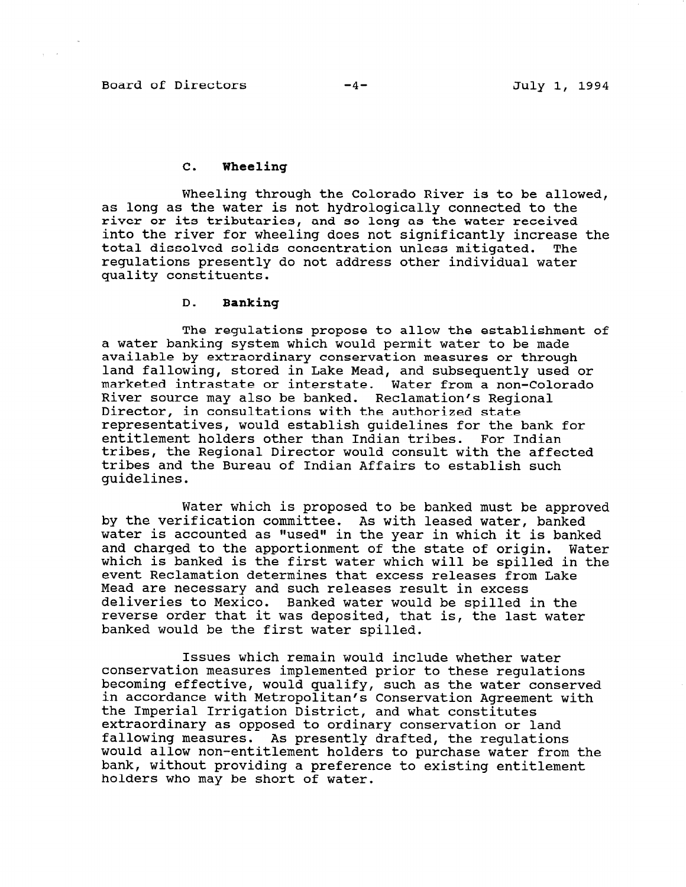### C. Wheeling

Wheeling through the Colorado River is to be allowed, as long as the water is not hydrologically connected to the river or its tributaries, and so long as the water received into the river for wheeling does not significantly increase the total dissolved solids concentration unless mitigated. The regulations presently do not address other individual water quality constituents.

### D. Banking

The regulations propose to allow the establishment of a water banking system which would permit water to be made available by extraordinary conservation measures or through land fallowing, stored in Lake Mead, and subsequently used or marketed intrastate or interstate. Water from a non-Colorado River source may also be banked. Reclamation's Regional Director, in consultations with the authorized state representatives, would establish guidelines for the bank for entitlement holders other than Indian tribes. For Indian tribes, the Regional Director would consult with the affected tribes and the Bureau of Indian Affairs to establish such guidelines.

Water which is proposed to be banked must be approved by the verification committee. As with leased water, banked water is accounted as "used" in the year in which it is banked and charged to the apportionment of the state of origin. Water which is banked is the first water which will be spilled in the event Reclamation determines that excess releases from Lake Mead are necessary and such releases result in excess deliveries to Mexico. Banked water would be spilled in the reverse order that it was deposited, that is, the last water banked would be the first water spilled.

Issues which remain would include whether water conservation measures implemented prior to these regulations becoming effective, would qualify, such as the water conserved in accordance with Metropolitan's Conservation Agreement with the Imperial Irrigation District, and what constitutes extraordinary as opposed to ordinary conservation or land fallowing measures. As presently drafted, the regulations would allow non-entitlement holders to purchase water from the bank, without providing a preference to existing entitlement holders who may be short of water.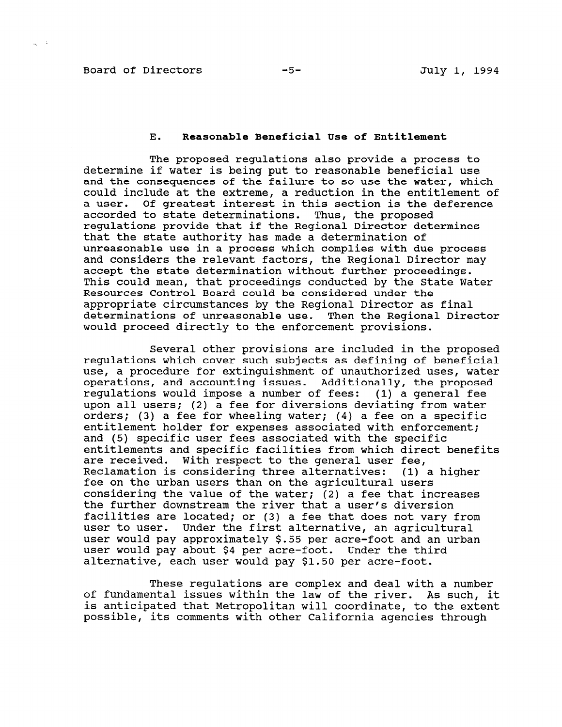### E. **Reasonable Beneficial Use of Entitlement**

The proposed regulations also provide a process to determine if water is being put to reasonable beneficial use and the consequences of the failure to so use the water, which could include at the extreme, a reduction in the entitlement of a user. Of greatest interest in this section is the deference accorded to state determinations. Thus, the proposed regulations provide that if the Regional Director determines that the state authority has made a determination of unreasonable use in a process which complies with due process and considers the relevant factors, the Regional Director may accept the state determination without further proceedings. This could mean, that proceedings conducted by the State Water Resources Control Board could be considered under the appropriate circumstances by the Regional Director as final determinations of unreasonable use. Then the Regional Director would proceed directly to the enforcement provisions.

Several other provisions are included in the proposed regulations which cover such subjects as defining of beneficial use, a procedure for extinguishment of unauthorized uses, water operations, and accounting issues. Additionally, the proposed regulations would impose a number of fees: (1) a general fee upon all users; (2) a fee for diversions deviating from water orders; (3) a fee for wheeling water; (4) a fee on a specific entitlement holder for expenses associated with enforcement; and (5) specific user fees associated with the specific entitlements and specific facilities from which direct benefits are received. With respect to the general user fee, Reclamation is considering three alternatives: (1) a higher fee on the urban users than on the agricultural users considering the value of the water; (2) a fee that increases the further downstream the river that a user's diversion facilities are located; or (3) a fee that does not vary from user to user. Under the first alternative, an agricultural user would pay approximately $.55 per acre-foot and an urban user would pay about $4 per acre-foot. Under the third alternative, each user would pay $1.50 per acre-foot.

These regulations are complex and deal with a number of fundamental issues within the law of the river. As such, it is anticipated that Metropolitan will coordinate, to the extent possible, its comments with other California agencies through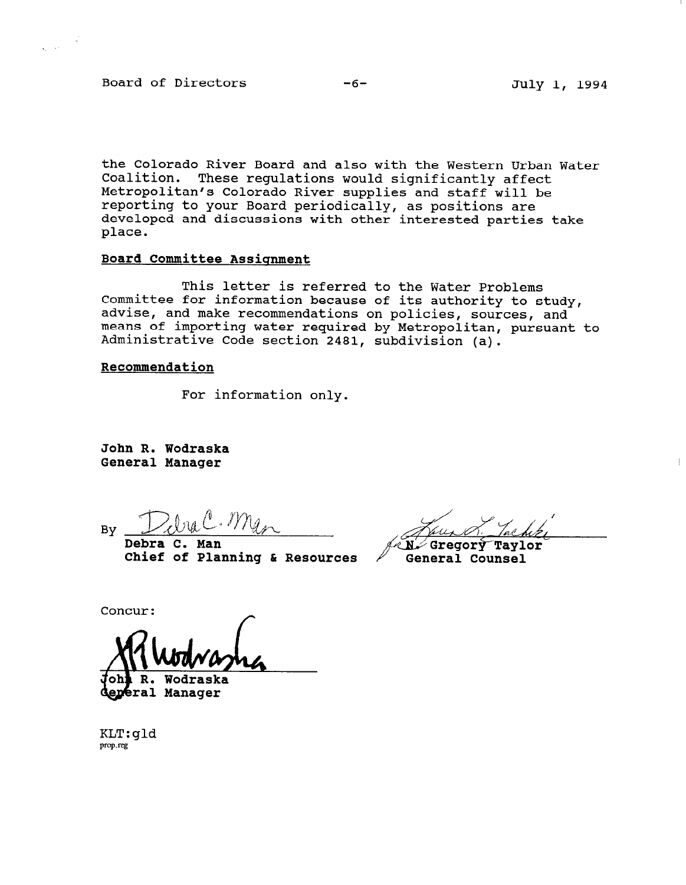the Colorado River Board and also with the Western Urban Water Coalition. These regulations would significantly affect Metropolitan's Colorado River supplies and staff will be reporting to your Board periodically, as positions are developed and discussions with other interested parties take place.

**Board Committee Assignment**

This letter is referred to the Water Problems Committee for information because of its authority to study, advise, and make recommendations on policies, sources, and means of importing water required by Metropolitan, pursuant to Administrative Code section 2481, subdivision (a).

**Recommendation**

For information only.

**John R. Wodraska**
**General Manager**

By Debra C. Man
**Debra C. Man**
**Chief of Planning & Resources**

for N. Gregory Taylor
**N. Gregory Taylor**
**General Counsel**

Concur:

John R. Wodraska
**John R. Wodraska**
**General Manager**

KLT:gld
prop.reg